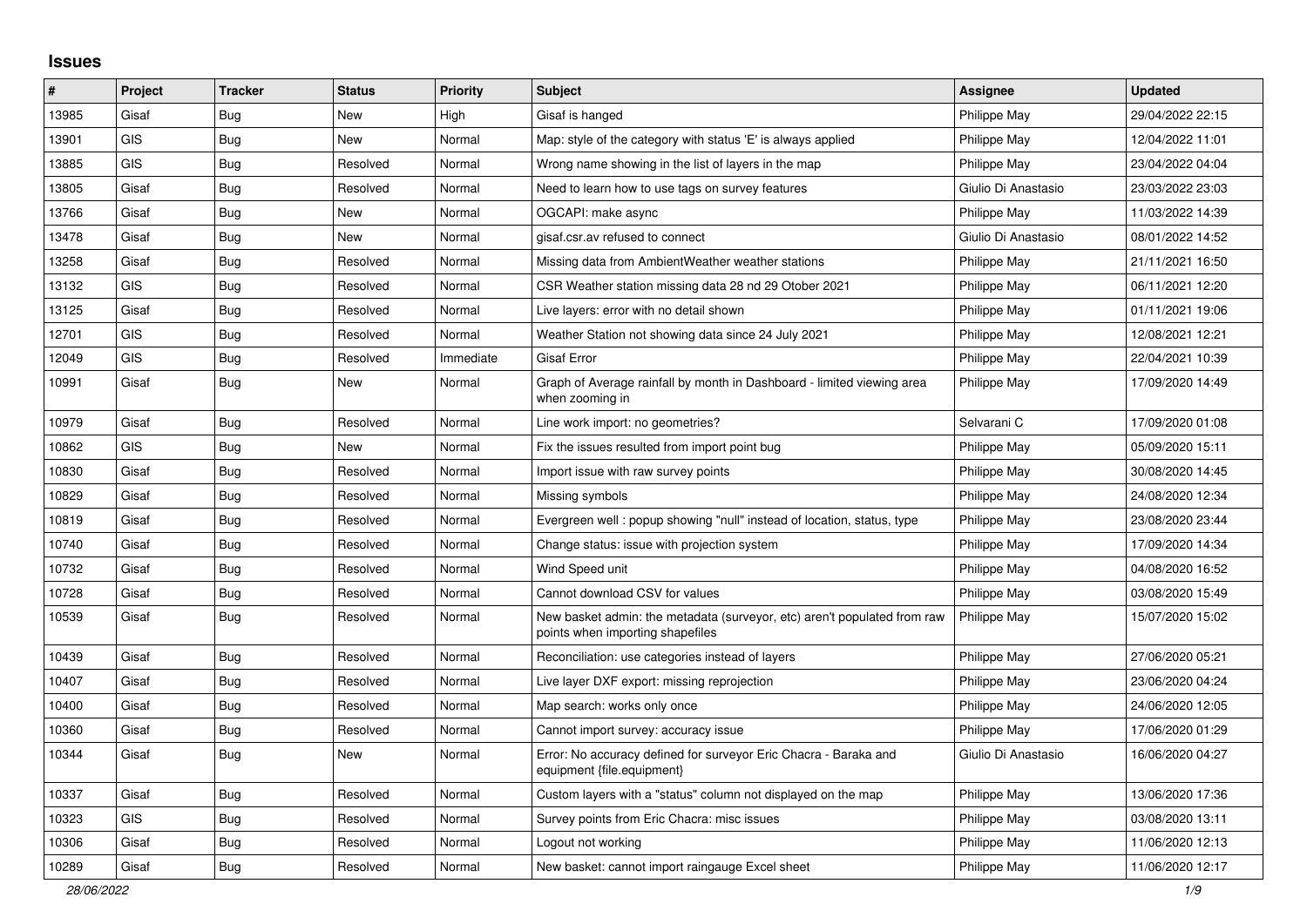## Issues

| # | Project | Tracker | Status | Priority | Subject | Assignee | Updated |
|---|---|---|---|---|---|---|---|
| 13985 | Gisaf | Bug | New | High | Gisaf is hanged | Philippe May | 29/04/2022 22:15 |
| 13901 | GIS | Bug | New | Normal | Map: style of the category with status 'E' is always applied | Philippe May | 12/04/2022 11:01 |
| 13885 | GIS | Bug | Resolved | Normal | Wrong name showing in the list of layers in the map | Philippe May | 23/04/2022 04:04 |
| 13805 | Gisaf | Bug | Resolved | Normal | Need to learn how to use tags on survey features | Giulio Di Anastasio | 23/03/2022 23:03 |
| 13766 | Gisaf | Bug | New | Normal | OGCAPI: make async | Philippe May | 11/03/2022 14:39 |
| 13478 | Gisaf | Bug | New | Normal | gisaf.csr.av refused to connect | Giulio Di Anastasio | 08/01/2022 14:52 |
| 13258 | Gisaf | Bug | Resolved | Normal | Missing data from AmbientWeather weather stations | Philippe May | 21/11/2021 16:50 |
| 13132 | GIS | Bug | Resolved | Normal | CSR Weather station missing data 28 nd 29 Otober 2021 | Philippe May | 06/11/2021 12:20 |
| 13125 | Gisaf | Bug | Resolved | Normal | Live layers: error with no detail shown | Philippe May | 01/11/2021 19:06 |
| 12701 | GIS | Bug | Resolved | Normal | Weather Station not showing data since 24 July 2021 | Philippe May | 12/08/2021 12:21 |
| 12049 | GIS | Bug | Resolved | Immediate | Gisaf Error | Philippe May | 22/04/2021 10:39 |
| 10991 | Gisaf | Bug | New | Normal | Graph of Average rainfall by month in Dashboard - limited viewing area when zooming in | Philippe May | 17/09/2020 14:49 |
| 10979 | Gisaf | Bug | Resolved | Normal | Line work import: no geometries? | Selvarani C | 17/09/2020 01:08 |
| 10862 | GIS | Bug | New | Normal | Fix the issues resulted from import point bug | Philippe May | 05/09/2020 15:11 |
| 10830 | Gisaf | Bug | Resolved | Normal | Import issue with raw survey points | Philippe May | 30/08/2020 14:45 |
| 10829 | Gisaf | Bug | Resolved | Normal | Missing symbols | Philippe May | 24/08/2020 12:34 |
| 10819 | Gisaf | Bug | Resolved | Normal | Evergreen well : popup showing "null" instead of location, status, type | Philippe May | 23/08/2020 23:44 |
| 10740 | Gisaf | Bug | Resolved | Normal | Change status: issue with projection system | Philippe May | 17/09/2020 14:34 |
| 10732 | Gisaf | Bug | Resolved | Normal | Wind Speed unit | Philippe May | 04/08/2020 16:52 |
| 10728 | Gisaf | Bug | Resolved | Normal | Cannot download CSV for values | Philippe May | 03/08/2020 15:49 |
| 10539 | Gisaf | Bug | Resolved | Normal | New basket admin: the metadata (surveyor, etc) aren't populated from raw points when importing shapefiles | Philippe May | 15/07/2020 15:02 |
| 10439 | Gisaf | Bug | Resolved | Normal | Reconciliation: use categories instead of layers | Philippe May | 27/06/2020 05:21 |
| 10407 | Gisaf | Bug | Resolved | Normal | Live layer DXF export: missing reprojection | Philippe May | 23/06/2020 04:24 |
| 10400 | Gisaf | Bug | Resolved | Normal | Map search: works only once | Philippe May | 24/06/2020 12:05 |
| 10360 | Gisaf | Bug | Resolved | Normal | Cannot import survey: accuracy issue | Philippe May | 17/06/2020 01:29 |
| 10344 | Gisaf | Bug | New | Normal | Error: No accuracy defined for surveyor Eric Chacra - Baraka and equipment {file.equipment} | Giulio Di Anastasio | 16/06/2020 04:27 |
| 10337 | Gisaf | Bug | Resolved | Normal | Custom layers with a "status" column not displayed on the map | Philippe May | 13/06/2020 17:36 |
| 10323 | GIS | Bug | Resolved | Normal | Survey points from Eric Chacra: misc issues | Philippe May | 03/08/2020 13:11 |
| 10306 | Gisaf | Bug | Resolved | Normal | Logout not working | Philippe May | 11/06/2020 12:13 |
| 10289 | Gisaf | Bug | Resolved | Normal | New basket: cannot import raingauge Excel sheet | Philippe May | 11/06/2020 12:17 |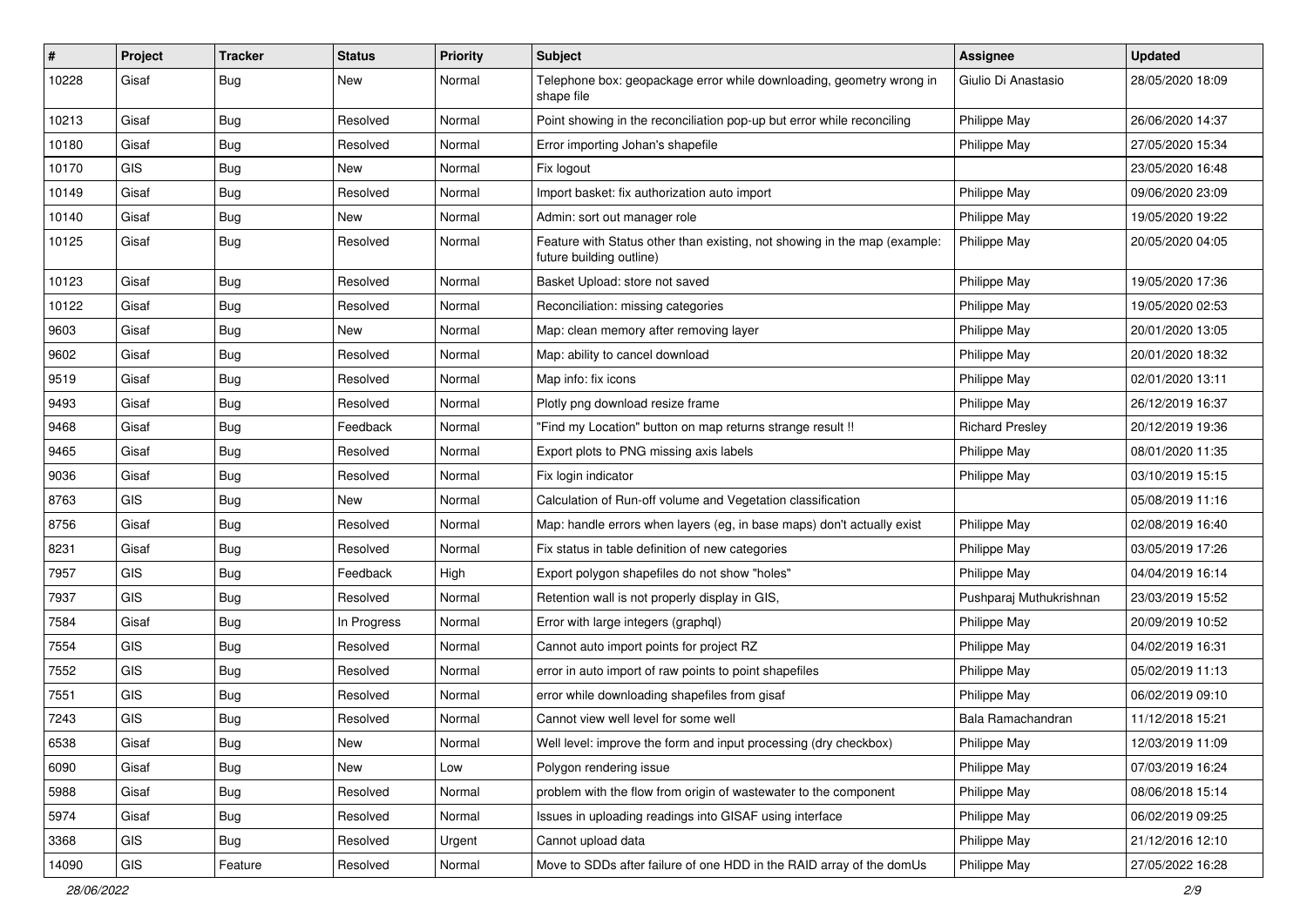| # | Project | Tracker | Status | Priority | Subject | Assignee | Updated |
|---|---|---|---|---|---|---|---|
| 10228 | Gisaf | Bug | New | Normal | Telephone box: geopackage error while downloading, geometry wrong in shape file | Giulio Di Anastasio | 28/05/2020 18:09 |
| 10213 | Gisaf | Bug | Resolved | Normal | Point showing in the reconciliation pop-up but error while reconciling | Philippe May | 26/06/2020 14:37 |
| 10180 | Gisaf | Bug | Resolved | Normal | Error importing Johan's shapefile | Philippe May | 27/05/2020 15:34 |
| 10170 | GIS | Bug | New | Normal | Fix logout | | 23/05/2020 16:48 |
| 10149 | Gisaf | Bug | Resolved | Normal | Import basket: fix authorization auto import | Philippe May | 09/06/2020 23:09 |
| 10140 | Gisaf | Bug | New | Normal | Admin: sort out manager role | Philippe May | 19/05/2020 19:22 |
| 10125 | Gisaf | Bug | Resolved | Normal | Feature with Status other than existing, not showing in the map (example: future building outline) | Philippe May | 20/05/2020 04:05 |
| 10123 | Gisaf | Bug | Resolved | Normal | Basket Upload: store not saved | Philippe May | 19/05/2020 17:36 |
| 10122 | Gisaf | Bug | Resolved | Normal | Reconciliation: missing categories | Philippe May | 19/05/2020 02:53 |
| 9603 | Gisaf | Bug | New | Normal | Map: clean memory after removing layer | Philippe May | 20/01/2020 13:05 |
| 9602 | Gisaf | Bug | Resolved | Normal | Map: ability to cancel download | Philippe May | 20/01/2020 18:32 |
| 9519 | Gisaf | Bug | Resolved | Normal | Map info: fix icons | Philippe May | 02/01/2020 13:11 |
| 9493 | Gisaf | Bug | Resolved | Normal | Plotly png download resize frame | Philippe May | 26/12/2019 16:37 |
| 9468 | Gisaf | Bug | Feedback | Normal | "Find my Location" button on map returns strange result !! | Richard Presley | 20/12/2019 19:36 |
| 9465 | Gisaf | Bug | Resolved | Normal | Export plots to PNG missing axis labels | Philippe May | 08/01/2020 11:35 |
| 9036 | Gisaf | Bug | Resolved | Normal | Fix login indicator | Philippe May | 03/10/2019 15:15 |
| 8763 | GIS | Bug | New | Normal | Calculation of Run-off volume and Vegetation classification | | 05/08/2019 11:16 |
| 8756 | Gisaf | Bug | Resolved | Normal | Map: handle errors when layers (eg, in base maps) don't actually exist | Philippe May | 02/08/2019 16:40 |
| 8231 | Gisaf | Bug | Resolved | Normal | Fix status in table definition of new categories | Philippe May | 03/05/2019 17:26 |
| 7957 | GIS | Bug | Feedback | High | Export polygon shapefiles do not show "holes" | Philippe May | 04/04/2019 16:14 |
| 7937 | GIS | Bug | Resolved | Normal | Retention wall is not properly display in GIS, | Pushparaj Muthukrishnan | 23/03/2019 15:52 |
| 7584 | Gisaf | Bug | In Progress | Normal | Error with large integers (graphql) | Philippe May | 20/09/2019 10:52 |
| 7554 | GIS | Bug | Resolved | Normal | Cannot auto import points for project RZ | Philippe May | 04/02/2019 16:31 |
| 7552 | GIS | Bug | Resolved | Normal | error in auto import of raw points to point shapefiles | Philippe May | 05/02/2019 11:13 |
| 7551 | GIS | Bug | Resolved | Normal | error while downloading shapefiles from gisaf | Philippe May | 06/02/2019 09:10 |
| 7243 | GIS | Bug | Resolved | Normal | Cannot view well level for some well | Bala Ramachandran | 11/12/2018 15:21 |
| 6538 | Gisaf | Bug | New | Normal | Well level: improve the form and input processing (dry checkbox) | Philippe May | 12/03/2019 11:09 |
| 6090 | Gisaf | Bug | New | Low | Polygon rendering issue | Philippe May | 07/03/2019 16:24 |
| 5988 | Gisaf | Bug | Resolved | Normal | problem with the flow from origin of wastewater to the component | Philippe May | 08/06/2018 15:14 |
| 5974 | Gisaf | Bug | Resolved | Normal | Issues in uploading readings into GISAF using interface | Philippe May | 06/02/2019 09:25 |
| 3368 | GIS | Bug | Resolved | Urgent | Cannot upload data | Philippe May | 21/12/2016 12:10 |
| 14090 | GIS | Feature | Resolved | Normal | Move to SDDs after failure of one HDD in the RAID array of the domUs | Philippe May | 27/05/2022 16:28 |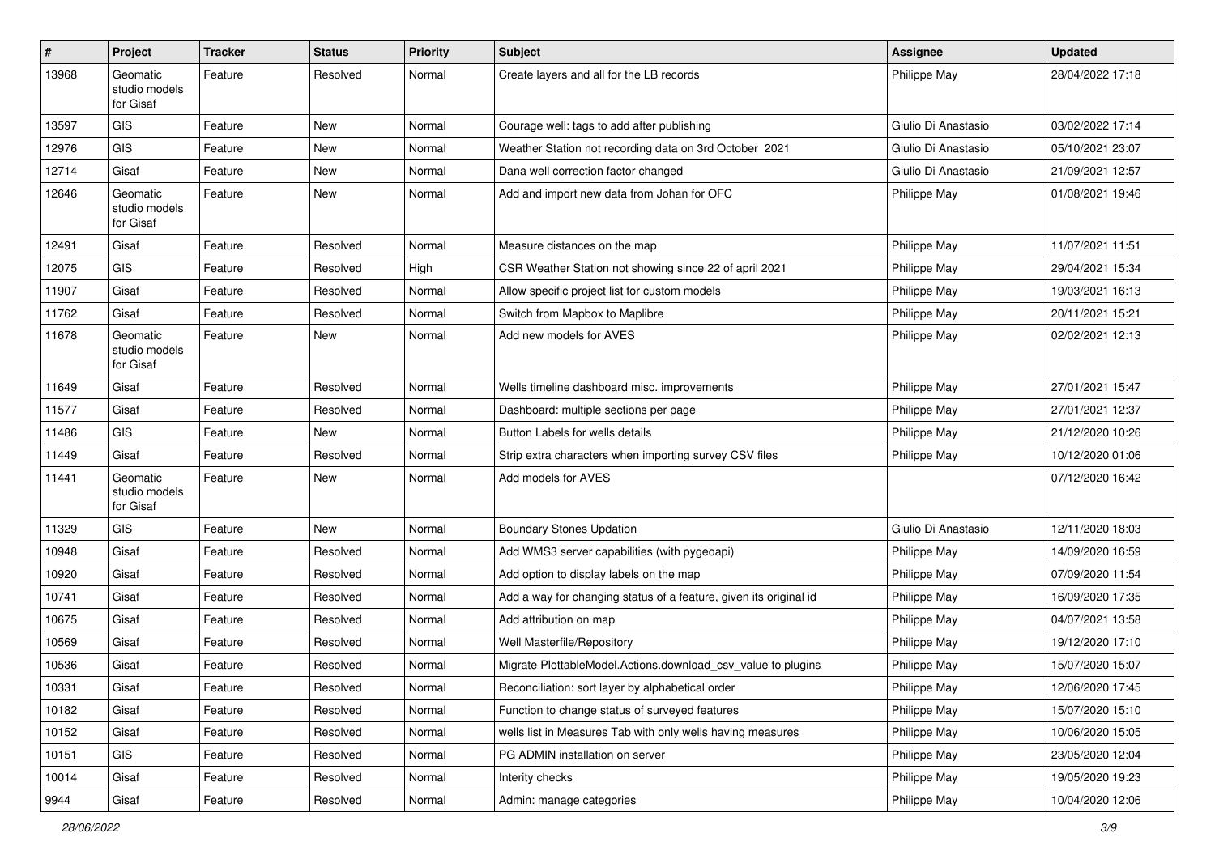| # | Project | Tracker | Status | Priority | Subject | Assignee | Updated |
|---|---|---|---|---|---|---|---|
| 13968 | Geomatic studio models for Gisaf | Feature | Resolved | Normal | Create layers and all for the LB records | Philippe May | 28/04/2022 17:18 |
| 13597 | GIS | Feature | New | Normal | Courage well: tags to add after publishing | Giulio Di Anastasio | 03/02/2022 17:14 |
| 12976 | GIS | Feature | New | Normal | Weather Station not recording data on 3rd October 2021 | Giulio Di Anastasio | 05/10/2021 23:07 |
| 12714 | Gisaf | Feature | New | Normal | Dana well correction factor changed | Giulio Di Anastasio | 21/09/2021 12:57 |
| 12646 | Geomatic studio models for Gisaf | Feature | New | Normal | Add and import new data from Johan for OFC | Philippe May | 01/08/2021 19:46 |
| 12491 | Gisaf | Feature | Resolved | Normal | Measure distances on the map | Philippe May | 11/07/2021 11:51 |
| 12075 | GIS | Feature | Resolved | High | CSR Weather Station not showing since 22 of april 2021 | Philippe May | 29/04/2021 15:34 |
| 11907 | Gisaf | Feature | Resolved | Normal | Allow specific project list for custom models | Philippe May | 19/03/2021 16:13 |
| 11762 | Gisaf | Feature | Resolved | Normal | Switch from Mapbox to Maplibre | Philippe May | 20/11/2021 15:21 |
| 11678 | Geomatic studio models for Gisaf | Feature | New | Normal | Add new models for AVES | Philippe May | 02/02/2021 12:13 |
| 11649 | Gisaf | Feature | Resolved | Normal | Wells timeline dashboard misc. improvements | Philippe May | 27/01/2021 15:47 |
| 11577 | Gisaf | Feature | Resolved | Normal | Dashboard: multiple sections per page | Philippe May | 27/01/2021 12:37 |
| 11486 | GIS | Feature | New | Normal | Button Labels for wells details | Philippe May | 21/12/2020 10:26 |
| 11449 | Gisaf | Feature | Resolved | Normal | Strip extra characters when importing survey CSV files | Philippe May | 10/12/2020 01:06 |
| 11441 | Geomatic studio models for Gisaf | Feature | New | Normal | Add models for AVES | | 07/12/2020 16:42 |
| 11329 | GIS | Feature | New | Normal | Boundary Stones Updation | Giulio Di Anastasio | 12/11/2020 18:03 |
| 10948 | Gisaf | Feature | Resolved | Normal | Add WMS3 server capabilities (with pygeoapi) | Philippe May | 14/09/2020 16:59 |
| 10920 | Gisaf | Feature | Resolved | Normal | Add option to display labels on the map | Philippe May | 07/09/2020 11:54 |
| 10741 | Gisaf | Feature | Resolved | Normal | Add a way for changing status of a feature, given its original id | Philippe May | 16/09/2020 17:35 |
| 10675 | Gisaf | Feature | Resolved | Normal | Add attribution on map | Philippe May | 04/07/2021 13:58 |
| 10569 | Gisaf | Feature | Resolved | Normal | Well Masterfile/Repository | Philippe May | 19/12/2020 17:10 |
| 10536 | Gisaf | Feature | Resolved | Normal | Migrate PlottableModel.Actions.download_csv_value to plugins | Philippe May | 15/07/2020 15:07 |
| 10331 | Gisaf | Feature | Resolved | Normal | Reconciliation: sort layer by alphabetical order | Philippe May | 12/06/2020 17:45 |
| 10182 | Gisaf | Feature | Resolved | Normal | Function to change status of surveyed features | Philippe May | 15/07/2020 15:10 |
| 10152 | Gisaf | Feature | Resolved | Normal | wells list in Measures Tab with only wells having measures | Philippe May | 10/06/2020 15:05 |
| 10151 | GIS | Feature | Resolved | Normal | PG ADMIN installation on server | Philippe May | 23/05/2020 12:04 |
| 10014 | Gisaf | Feature | Resolved | Normal | Interity checks | Philippe May | 19/05/2020 19:23 |
| 9944 | Gisaf | Feature | Resolved | Normal | Admin: manage categories | Philippe May | 10/04/2020 12:06 |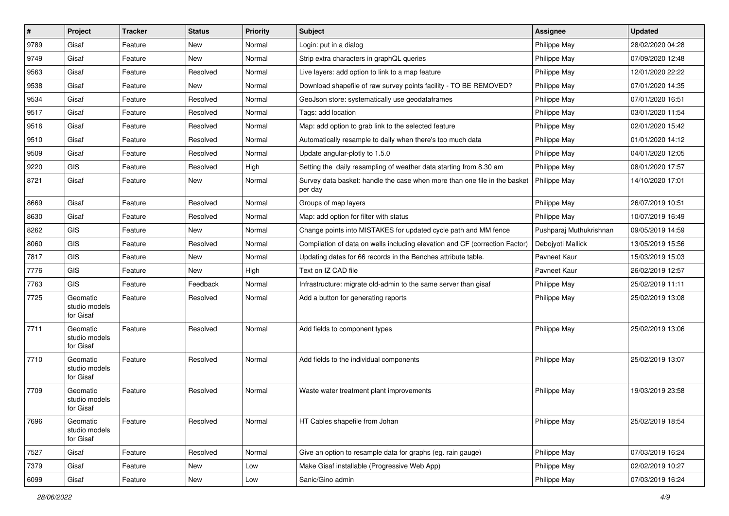| # | Project | Tracker | Status | Priority | Subject | Assignee | Updated |
|---|---|---|---|---|---|---|---|
| 9789 | Gisaf | Feature | New | Normal | Login: put in a dialog | Philippe May | 28/02/2020 04:28 |
| 9749 | Gisaf | Feature | New | Normal | Strip extra characters in graphQL queries | Philippe May | 07/09/2020 12:48 |
| 9563 | Gisaf | Feature | Resolved | Normal | Live layers: add option to link to a map feature | Philippe May | 12/01/2020 22:22 |
| 9538 | Gisaf | Feature | New | Normal | Download shapefile of raw survey points facility - TO BE REMOVED? | Philippe May | 07/01/2020 14:35 |
| 9534 | Gisaf | Feature | Resolved | Normal | GeoJson store: systematically use geodataframes | Philippe May | 07/01/2020 16:51 |
| 9517 | Gisaf | Feature | Resolved | Normal | Tags: add location | Philippe May | 03/01/2020 11:54 |
| 9516 | Gisaf | Feature | Resolved | Normal | Map: add option to grab link to the selected feature | Philippe May | 02/01/2020 15:42 |
| 9510 | Gisaf | Feature | Resolved | Normal | Automatically resample to daily when there's too much data | Philippe May | 01/01/2020 14:12 |
| 9509 | Gisaf | Feature | Resolved | Normal | Update angular-plotly to 1.5.0 | Philippe May | 04/01/2020 12:05 |
| 9220 | GIS | Feature | Resolved | High | Setting the daily resampling of weather data starting from 8.30 am | Philippe May | 08/01/2020 17:57 |
| 8721 | Gisaf | Feature | New | Normal | Survey data basket: handle the case when more than one file in the basket per day | Philippe May | 14/10/2020 17:01 |
| 8669 | Gisaf | Feature | Resolved | Normal | Groups of map layers | Philippe May | 26/07/2019 10:51 |
| 8630 | Gisaf | Feature | Resolved | Normal | Map: add option for filter with status | Philippe May | 10/07/2019 16:49 |
| 8262 | GIS | Feature | New | Normal | Change points into MISTAKES for updated cycle path and MM fence | Pushparaj Muthukrishnan | 09/05/2019 14:59 |
| 8060 | GIS | Feature | Resolved | Normal | Compilation of data on wells including elevation and CF (correction Factor) | Debojyoti Mallick | 13/05/2019 15:56 |
| 7817 | GIS | Feature | New | Normal | Updating dates for 66 records in the Benches attribute table. | Pavneet Kaur | 15/03/2019 15:03 |
| 7776 | GIS | Feature | New | High | Text on IZ CAD file | Pavneet Kaur | 26/02/2019 12:57 |
| 7763 | GIS | Feature | Feedback | Normal | Infrastructure: migrate old-admin to the same server than gisaf | Philippe May | 25/02/2019 11:11 |
| 7725 | Geomatic studio models for Gisaf | Feature | Resolved | Normal | Add a button for generating reports | Philippe May | 25/02/2019 13:08 |
| 7711 | Geomatic studio models for Gisaf | Feature | Resolved | Normal | Add fields to component types | Philippe May | 25/02/2019 13:06 |
| 7710 | Geomatic studio models for Gisaf | Feature | Resolved | Normal | Add fields to the individual components | Philippe May | 25/02/2019 13:07 |
| 7709 | Geomatic studio models for Gisaf | Feature | Resolved | Normal | Waste water treatment plant improvements | Philippe May | 19/03/2019 23:58 |
| 7696 | Geomatic studio models for Gisaf | Feature | Resolved | Normal | HT Cables shapefile from Johan | Philippe May | 25/02/2019 18:54 |
| 7527 | Gisaf | Feature | Resolved | Normal | Give an option to resample data for graphs (eg. rain gauge) | Philippe May | 07/03/2019 16:24 |
| 7379 | Gisaf | Feature | New | Low | Make Gisaf installable (Progressive Web App) | Philippe May | 02/02/2019 10:27 |
| 6099 | Gisaf | Feature | New | Low | Sanic/Gino admin | Philippe May | 07/03/2019 16:24 |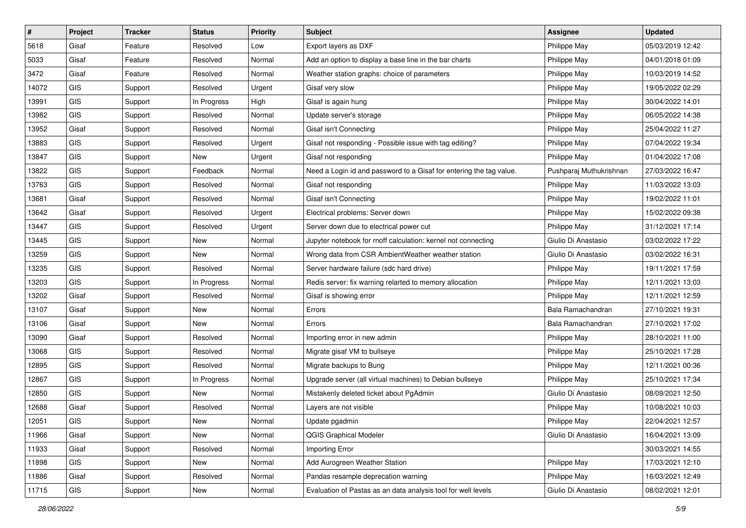| # | Project | Tracker | Status | Priority | Subject | Assignee | Updated |
|---|---|---|---|---|---|---|---|
| 5618 | Gisaf | Feature | Resolved | Low | Export layers as DXF | Philippe May | 05/03/2019 12:42 |
| 5033 | Gisaf | Feature | Resolved | Normal | Add an option to display a base line in the bar charts | Philippe May | 04/01/2018 01:09 |
| 3472 | Gisaf | Feature | Resolved | Normal | Weather station graphs: choice of parameters | Philippe May | 10/03/2019 14:52 |
| 14072 | GIS | Support | Resolved | Urgent | Gisaf very slow | Philippe May | 19/05/2022 02:29 |
| 13991 | GIS | Support | In Progress | High | Gisaf is again hung | Philippe May | 30/04/2022 14:01 |
| 13982 | GIS | Support | Resolved | Normal | Update server's storage | Philippe May | 06/05/2022 14:38 |
| 13952 | Gisaf | Support | Resolved | Normal | Gisaf isn't Connecting | Philippe May | 25/04/2022 11:27 |
| 13883 | GIS | Support | Resolved | Urgent | Gisaf not responding - Possible issue with tag editing? | Philippe May | 07/04/2022 19:34 |
| 13847 | GIS | Support | New | Urgent | Gisaf not responding | Philippe May | 01/04/2022 17:08 |
| 13822 | GIS | Support | Feedback | Normal | Need a Login id and password to a Gisaf for entering the tag value. | Pushparaj Muthukrishnan | 27/03/2022 16:47 |
| 13763 | GIS | Support | Resolved | Normal | Gisaf not responding | Philippe May | 11/03/2022 13:03 |
| 13681 | Gisaf | Support | Resolved | Normal | Gisaf isn't Connecting | Philippe May | 19/02/2022 11:01 |
| 13642 | Gisaf | Support | Resolved | Urgent | Electrical problems: Server down | Philippe May | 15/02/2022 09:38 |
| 13447 | GIS | Support | Resolved | Urgent | Server down due to electrical power cut | Philippe May | 31/12/2021 17:14 |
| 13445 | GIS | Support | New | Normal | Jupyter notebook for rnoff calculation: kernel not connecting | Giulio Di Anastasio | 03/02/2022 17:22 |
| 13259 | GIS | Support | New | Normal | Wrong data from CSR AmbientWeather weather station | Giulio Di Anastasio | 03/02/2022 16:31 |
| 13235 | GIS | Support | Resolved | Normal | Server hardware failure (sdc hard drive) | Philippe May | 19/11/2021 17:59 |
| 13203 | GIS | Support | In Progress | Normal | Redis server: fix warning relarted to memory allocation | Philippe May | 12/11/2021 13:03 |
| 13202 | Gisaf | Support | Resolved | Normal | Gisaf is showing error | Philippe May | 12/11/2021 12:59 |
| 13107 | Gisaf | Support | New | Normal | Errors | Bala Ramachandran | 27/10/2021 19:31 |
| 13106 | Gisaf | Support | New | Normal | Errors | Bala Ramachandran | 27/10/2021 17:02 |
| 13090 | Gisaf | Support | Resolved | Normal | Importing error in new admin | Philippe May | 28/10/2021 11:00 |
| 13068 | GIS | Support | Resolved | Normal | Migrate gisaf VM to bullseye | Philippe May | 25/10/2021 17:28 |
| 12895 | GIS | Support | Resolved | Normal | Migrate backups to Bung | Philippe May | 12/11/2021 00:36 |
| 12867 | GIS | Support | In Progress | Normal | Upgrade server (all virtual machines) to Debian bullseye | Philippe May | 25/10/2021 17:34 |
| 12850 | GIS | Support | New | Normal | Mistakenly deleted ticket about PgAdmin | Giulio Di Anastasio | 08/09/2021 12:50 |
| 12688 | Gisaf | Support | Resolved | Normal | Layers are not visible | Philippe May | 10/08/2021 10:03 |
| 12051 | GIS | Support | New | Normal | Update pgadmin | Philippe May | 22/04/2021 12:57 |
| 11966 | Gisaf | Support | New | Normal | QGIS Graphical Modeler | Giulio Di Anastasio | 16/04/2021 13:09 |
| 11933 | Gisaf | Support | Resolved | Normal | Importing Error | | 30/03/2021 14:55 |
| 11898 | GIS | Support | New | Normal | Add Aurogreen Weather Station | Philippe May | 17/03/2021 12:10 |
| 11886 | Gisaf | Support | Resolved | Normal | Pandas resample deprecation warning | Philippe May | 16/03/2021 12:49 |
| 11715 | GIS | Support | New | Normal | Evaluation of Pastas as an data analysis tool for well levels | Giulio Di Anastasio | 08/02/2021 12:01 |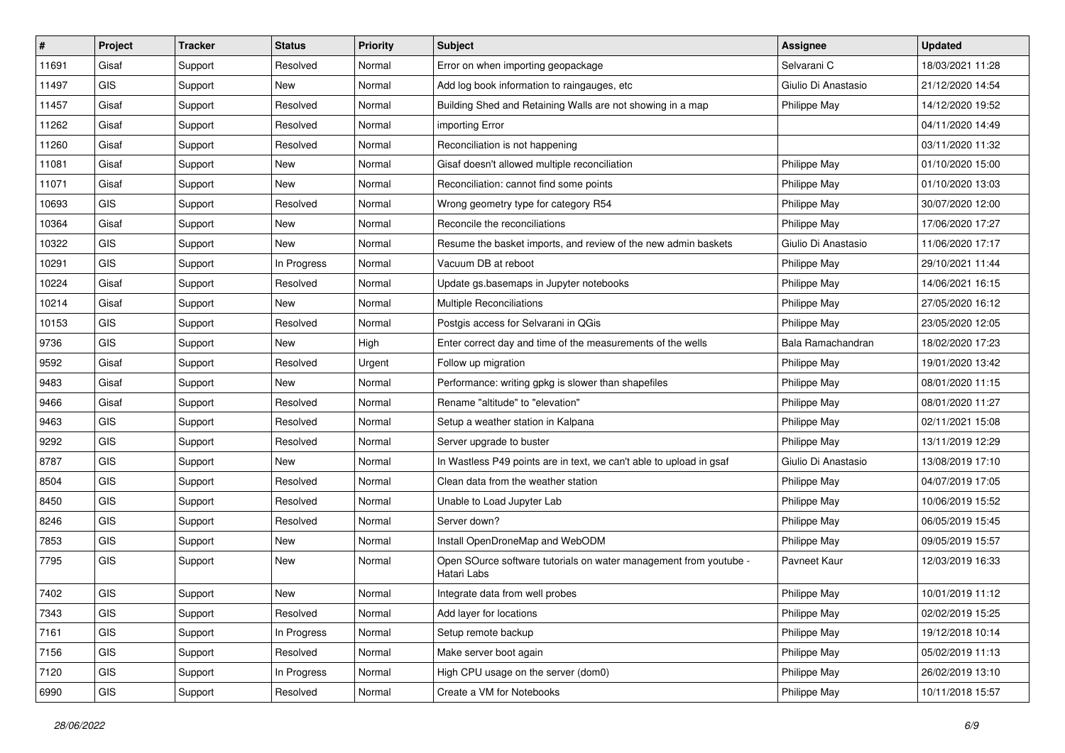| # | Project | Tracker | Status | Priority | Subject | Assignee | Updated |
|---|---|---|---|---|---|---|---|
| 11691 | Gisaf | Support | Resolved | Normal | Error on when importing geopackage | Selvarani C | 18/03/2021 11:28 |
| 11497 | GIS | Support | New | Normal | Add log book information to raingauges, etc | Giulio Di Anastasio | 21/12/2020 14:54 |
| 11457 | Gisaf | Support | Resolved | Normal | Building Shed and Retaining Walls are not showing in a map | Philippe May | 14/12/2020 19:52 |
| 11262 | Gisaf | Support | Resolved | Normal | importing Error | | 04/11/2020 14:49 |
| 11260 | Gisaf | Support | Resolved | Normal | Reconciliation is not happening | | 03/11/2020 11:32 |
| 11081 | Gisaf | Support | New | Normal | Gisaf doesn't allowed multiple reconciliation | Philippe May | 01/10/2020 15:00 |
| 11071 | Gisaf | Support | New | Normal | Reconciliation: cannot find some points | Philippe May | 01/10/2020 13:03 |
| 10693 | GIS | Support | Resolved | Normal | Wrong geometry type for category R54 | Philippe May | 30/07/2020 12:00 |
| 10364 | Gisaf | Support | New | Normal | Reconcile the reconciliations | Philippe May | 17/06/2020 17:27 |
| 10322 | GIS | Support | New | Normal | Resume the basket imports, and review of the new admin baskets | Giulio Di Anastasio | 11/06/2020 17:17 |
| 10291 | GIS | Support | In Progress | Normal | Vacuum DB at reboot | Philippe May | 29/10/2021 11:44 |
| 10224 | Gisaf | Support | Resolved | Normal | Update gs.basemaps in Jupyter notebooks | Philippe May | 14/06/2021 16:15 |
| 10214 | Gisaf | Support | New | Normal | Multiple Reconciliations | Philippe May | 27/05/2020 16:12 |
| 10153 | GIS | Support | Resolved | Normal | Postgis access for Selvarani in QGis | Philippe May | 23/05/2020 12:05 |
| 9736 | GIS | Support | New | High | Enter correct day and time of the measurements of the wells | Bala Ramachandran | 18/02/2020 17:23 |
| 9592 | Gisaf | Support | Resolved | Urgent | Follow up migration | Philippe May | 19/01/2020 13:42 |
| 9483 | Gisaf | Support | New | Normal | Performance: writing gpkg is slower than shapefiles | Philippe May | 08/01/2020 11:15 |
| 9466 | Gisaf | Support | Resolved | Normal | Rename "altitude" to "elevation" | Philippe May | 08/01/2020 11:27 |
| 9463 | GIS | Support | Resolved | Normal | Setup a weather station in Kalpana | Philippe May | 02/11/2021 15:08 |
| 9292 | GIS | Support | Resolved | Normal | Server upgrade to buster | Philippe May | 13/11/2019 12:29 |
| 8787 | GIS | Support | New | Normal | In Wastless P49 points are in text, we can't able to upload in gsaf | Giulio Di Anastasio | 13/08/2019 17:10 |
| 8504 | GIS | Support | Resolved | Normal | Clean data from the weather station | Philippe May | 04/07/2019 17:05 |
| 8450 | GIS | Support | Resolved | Normal | Unable to Load Jupyter Lab | Philippe May | 10/06/2019 15:52 |
| 8246 | GIS | Support | Resolved | Normal | Server down? | Philippe May | 06/05/2019 15:45 |
| 7853 | GIS | Support | New | Normal | Install OpenDroneMap and WebODM | Philippe May | 09/05/2019 15:57 |
| 7795 | GIS | Support | New | Normal | Open SOurce software tutorials on water management from youtube - Hatari Labs | Pavneet Kaur | 12/03/2019 16:33 |
| 7402 | GIS | Support | New | Normal | Integrate data from well probes | Philippe May | 10/01/2019 11:12 |
| 7343 | GIS | Support | Resolved | Normal | Add layer for locations | Philippe May | 02/02/2019 15:25 |
| 7161 | GIS | Support | In Progress | Normal | Setup remote backup | Philippe May | 19/12/2018 10:14 |
| 7156 | GIS | Support | Resolved | Normal | Make server boot again | Philippe May | 05/02/2019 11:13 |
| 7120 | GIS | Support | In Progress | Normal | High CPU usage on the server (dom0) | Philippe May | 26/02/2019 13:10 |
| 6990 | GIS | Support | Resolved | Normal | Create a VM for Notebooks | Philippe May | 10/11/2018 15:57 |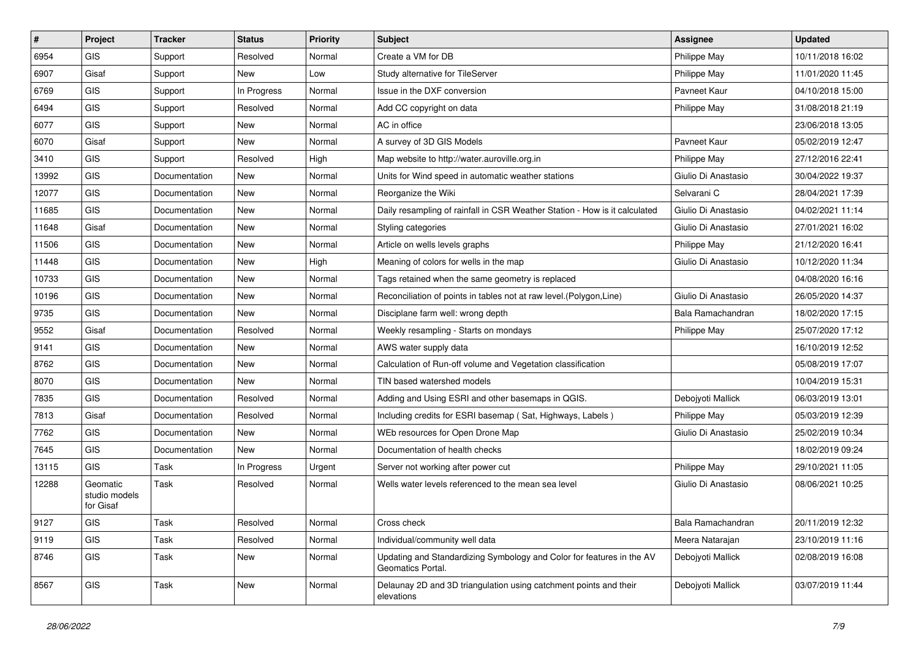| # | Project | Tracker | Status | Priority | Subject | Assignee | Updated |
|---|---|---|---|---|---|---|---|
| 6954 | GIS | Support | Resolved | Normal | Create a VM for DB | Philippe May | 10/11/2018 16:02 |
| 6907 | Gisaf | Support | New | Low | Study alternative for TileServer | Philippe May | 11/01/2020 11:45 |
| 6769 | GIS | Support | In Progress | Normal | Issue in the DXF conversion | Pavneet Kaur | 04/10/2018 15:00 |
| 6494 | GIS | Support | Resolved | Normal | Add CC copyright on data | Philippe May | 31/08/2018 21:19 |
| 6077 | GIS | Support | New | Normal | AC in office | | 23/06/2018 13:05 |
| 6070 | Gisaf | Support | New | Normal | A survey of 3D GIS Models | Pavneet Kaur | 05/02/2019 12:47 |
| 3410 | GIS | Support | Resolved | High | Map website to http://water.auroville.org.in | Philippe May | 27/12/2016 22:41 |
| 13992 | GIS | Documentation | New | Normal | Units for Wind speed in automatic weather stations | Giulio Di Anastasio | 30/04/2022 19:37 |
| 12077 | GIS | Documentation | New | Normal | Reorganize the Wiki | Selvarani C | 28/04/2021 17:39 |
| 11685 | GIS | Documentation | New | Normal | Daily resampling of rainfall in CSR Weather Station - How is it calculated | Giulio Di Anastasio | 04/02/2021 11:14 |
| 11648 | Gisaf | Documentation | New | Normal | Styling categories | Giulio Di Anastasio | 27/01/2021 16:02 |
| 11506 | GIS | Documentation | New | Normal | Article on wells levels graphs | Philippe May | 21/12/2020 16:41 |
| 11448 | GIS | Documentation | New | High | Meaning of colors for wells in the map | Giulio Di Anastasio | 10/12/2020 11:34 |
| 10733 | GIS | Documentation | New | Normal | Tags retained when the same geometry is replaced | | 04/08/2020 16:16 |
| 10196 | GIS | Documentation | New | Normal | Reconciliation of points in tables not at raw level.(Polygon,Line) | Giulio Di Anastasio | 26/05/2020 14:37 |
| 9735 | GIS | Documentation | New | Normal | Disciplane farm well: wrong depth | Bala Ramachandran | 18/02/2020 17:15 |
| 9552 | Gisaf | Documentation | Resolved | Normal | Weekly resampling - Starts on mondays | Philippe May | 25/07/2020 17:12 |
| 9141 | GIS | Documentation | New | Normal | AWS water supply data | | 16/10/2019 12:52 |
| 8762 | GIS | Documentation | New | Normal | Calculation of Run-off volume and Vegetation classification | | 05/08/2019 17:07 |
| 8070 | GIS | Documentation | New | Normal | TIN based watershed models | | 10/04/2019 15:31 |
| 7835 | GIS | Documentation | Resolved | Normal | Adding and Using ESRI and other basemaps in QGIS. | Debojyoti Mallick | 06/03/2019 13:01 |
| 7813 | Gisaf | Documentation | Resolved | Normal | Including credits for ESRI basemap ( Sat, Highways, Labels ) | Philippe May | 05/03/2019 12:39 |
| 7762 | GIS | Documentation | New | Normal | WEb resources for Open Drone Map | Giulio Di Anastasio | 25/02/2019 10:34 |
| 7645 | GIS | Documentation | New | Normal | Documentation of health checks | | 18/02/2019 09:24 |
| 13115 | GIS | Task | In Progress | Urgent | Server not working after power cut | Philippe May | 29/10/2021 11:05 |
| 12288 | Geomatic studio models for Gisaf | Task | Resolved | Normal | Wells water levels referenced to the mean sea level | Giulio Di Anastasio | 08/06/2021 10:25 |
| 9127 | GIS | Task | Resolved | Normal | Cross check | Bala Ramachandran | 20/11/2019 12:32 |
| 9119 | GIS | Task | Resolved | Normal | Individual/community well data | Meera Natarajan | 23/10/2019 11:16 |
| 8746 | GIS | Task | New | Normal | Updating and Standardizing Symbology and Color for features in the AV Geomatics Portal. | Debojyoti Mallick | 02/08/2019 16:08 |
| 8567 | GIS | Task | New | Normal | Delaunay 2D and 3D triangulation using catchment points and their elevations | Debojyoti Mallick | 03/07/2019 11:44 |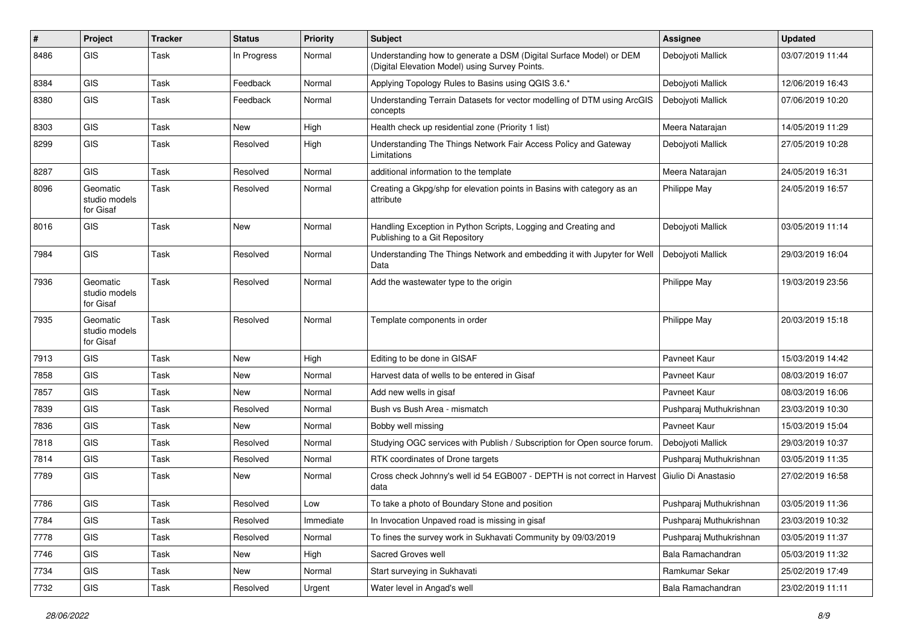| # | Project | Tracker | Status | Priority | Subject | Assignee | Updated |
|---|---|---|---|---|---|---|---|
| 8486 | GIS | Task | In Progress | Normal | Understanding how to generate a DSM (Digital Surface Model) or DEM (Digital Elevation Model) using Survey Points. | Debojyoti Mallick | 03/07/2019 11:44 |
| 8384 | GIS | Task | Feedback | Normal | Applying Topology Rules to Basins using QGIS 3.6.* | Debojyoti Mallick | 12/06/2019 16:43 |
| 8380 | GIS | Task | Feedback | Normal | Understanding Terrain Datasets for vector modelling of DTM using ArcGIS concepts | Debojyoti Mallick | 07/06/2019 10:20 |
| 8303 | GIS | Task | New | High | Health check up residential zone (Priority 1 list) | Meera Natarajan | 14/05/2019 11:29 |
| 8299 | GIS | Task | Resolved | High | Understanding The Things Network Fair Access Policy and Gateway Limitations | Debojyoti Mallick | 27/05/2019 10:28 |
| 8287 | GIS | Task | Resolved | Normal | additional information to the template | Meera Natarajan | 24/05/2019 16:31 |
| 8096 | Geomatic studio models for Gisaf | Task | Resolved | Normal | Creating a Gkpg/shp for elevation points in Basins with category as an attribute | Philippe May | 24/05/2019 16:57 |
| 8016 | GIS | Task | New | Normal | Handling Exception in Python Scripts, Logging and Creating and Publishing to a Git Repository | Debojyoti Mallick | 03/05/2019 11:14 |
| 7984 | GIS | Task | Resolved | Normal | Understanding The Things Network and embedding it with Jupyter for Well Data | Debojyoti Mallick | 29/03/2019 16:04 |
| 7936 | Geomatic studio models for Gisaf | Task | Resolved | Normal | Add the wastewater type to the origin | Philippe May | 19/03/2019 23:56 |
| 7935 | Geomatic studio models for Gisaf | Task | Resolved | Normal | Template components in order | Philippe May | 20/03/2019 15:18 |
| 7913 | GIS | Task | New | High | Editing to be done in GISAF | Pavneet Kaur | 15/03/2019 14:42 |
| 7858 | GIS | Task | New | Normal | Harvest data of wells to be entered in Gisaf | Pavneet Kaur | 08/03/2019 16:07 |
| 7857 | GIS | Task | New | Normal | Add new wells in gisaf | Pavneet Kaur | 08/03/2019 16:06 |
| 7839 | GIS | Task | Resolved | Normal | Bush vs Bush Area - mismatch | Pushparaj Muthukrishnan | 23/03/2019 10:30 |
| 7836 | GIS | Task | New | Normal | Bobby well missing | Pavneet Kaur | 15/03/2019 15:04 |
| 7818 | GIS | Task | Resolved | Normal | Studying OGC services with Publish / Subscription for Open source forum. | Debojyoti Mallick | 29/03/2019 10:37 |
| 7814 | GIS | Task | Resolved | Normal | RTK coordinates of Drone targets | Pushparaj Muthukrishnan | 03/05/2019 11:35 |
| 7789 | GIS | Task | New | Normal | Cross check Johnny's well id 54 EGB007 - DEPTH is not correct in Harvest data | Giulio Di Anastasio | 27/02/2019 16:58 |
| 7786 | GIS | Task | Resolved | Low | To take a photo of Boundary Stone and position | Pushparaj Muthukrishnan | 03/05/2019 11:36 |
| 7784 | GIS | Task | Resolved | Immediate | In Invocation Unpaved road is missing in gisaf | Pushparaj Muthukrishnan | 23/03/2019 10:32 |
| 7778 | GIS | Task | Resolved | Normal | To fines the survey work in Sukhavati Community by 09/03/2019 | Pushparaj Muthukrishnan | 03/05/2019 11:37 |
| 7746 | GIS | Task | New | High | Sacred Groves well | Bala Ramachandran | 05/03/2019 11:32 |
| 7734 | GIS | Task | New | Normal | Start surveying in Sukhavati | Ramkumar Sekar | 25/02/2019 17:49 |
| 7732 | GIS | Task | Resolved | Urgent | Water level in Angad's well | Bala Ramachandran | 23/02/2019 11:11 |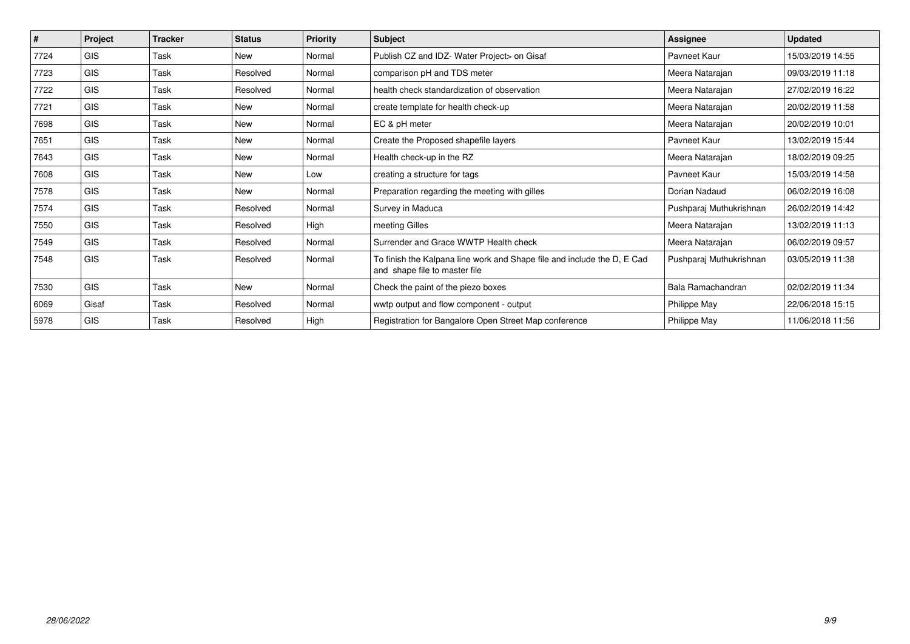| # | Project | Tracker | Status | Priority | Subject | Assignee | Updated |
|---|---|---|---|---|---|---|---|
| 7724 | GIS | Task | New | Normal | Publish CZ and IDZ- Water Project> on Gisaf | Pavneet Kaur | 15/03/2019 14:55 |
| 7723 | GIS | Task | Resolved | Normal | comparison pH and TDS meter | Meera Natarajan | 09/03/2019 11:18 |
| 7722 | GIS | Task | Resolved | Normal | health check standardization of observation | Meera Natarajan | 27/02/2019 16:22 |
| 7721 | GIS | Task | New | Normal | create template for health check-up | Meera Natarajan | 20/02/2019 11:58 |
| 7698 | GIS | Task | New | Normal | EC & pH meter | Meera Natarajan | 20/02/2019 10:01 |
| 7651 | GIS | Task | New | Normal | Create the Proposed shapefile layers | Pavneet Kaur | 13/02/2019 15:44 |
| 7643 | GIS | Task | New | Normal | Health check-up in the RZ | Meera Natarajan | 18/02/2019 09:25 |
| 7608 | GIS | Task | New | Low | creating a structure for tags | Pavneet Kaur | 15/03/2019 14:58 |
| 7578 | GIS | Task | New | Normal | Preparation regarding the meeting with gilles | Dorian Nadaud | 06/02/2019 16:08 |
| 7574 | GIS | Task | Resolved | Normal | Survey in Maduca | Pushparaj Muthukrishnan | 26/02/2019 14:42 |
| 7550 | GIS | Task | Resolved | High | meeting Gilles | Meera Natarajan | 13/02/2019 11:13 |
| 7549 | GIS | Task | Resolved | Normal | Surrender and Grace WWTP Health check | Meera Natarajan | 06/02/2019 09:57 |
| 7548 | GIS | Task | Resolved | Normal | To finish the Kalpana line work and Shape file and include the D, E Cad and shape file to master file | Pushparaj Muthukrishnan | 03/05/2019 11:38 |
| 7530 | GIS | Task | New | Normal | Check the paint of the piezo boxes | Bala Ramachandran | 02/02/2019 11:34 |
| 6069 | Gisaf | Task | Resolved | Normal | wwtp output and flow component - output | Philippe May | 22/06/2018 15:15 |
| 5978 | GIS | Task | Resolved | High | Registration for Bangalore Open Street Map conference | Philippe May | 11/06/2018 11:56 |